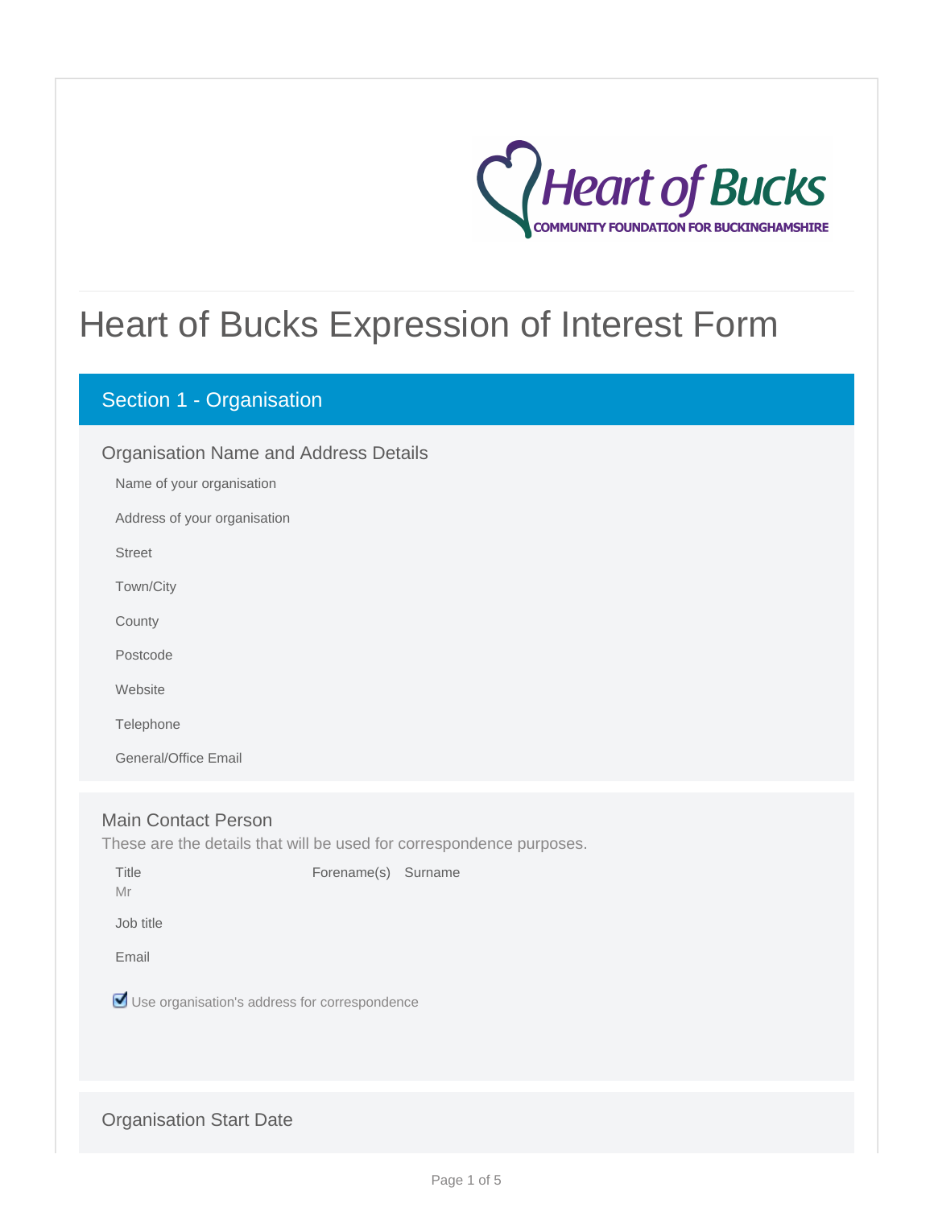# Heart of Bucks Expression of Interest Form

## Section 1 - Organisation

### Organisation Name and Address Details

Name of your organisation

Address of your organisation

Street

Town/City

County

Postcode

Website

Telephone

General/Office Email

### Main Contact Person

These are the details that will be used for correspondence purposes.

Title
Mr

Forename(s) Surname

Job title

Email

☑ Use organisation's address for correspondence

### Organisation Start Date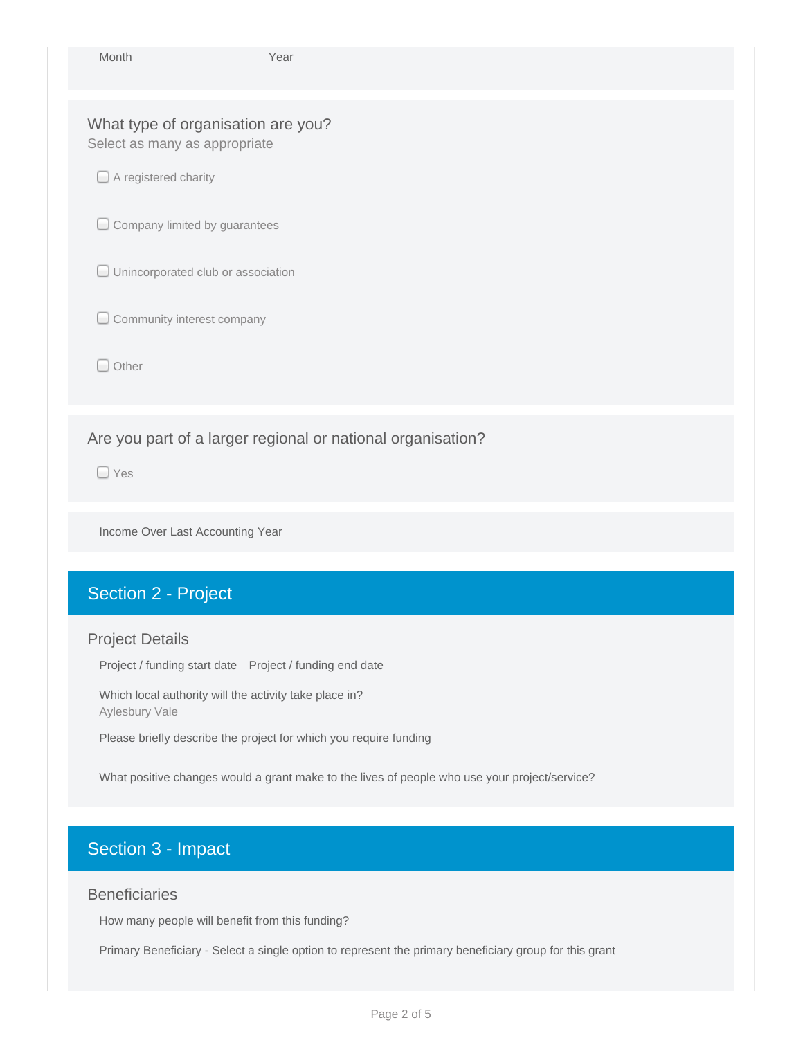Month Year

### What type of organisation are you?

Select as many as appropriate

- [ ] A registered charity
- [ ] Company limited by guarantees
- [ ] Unincorporated club or association
- [ ] Community interest company
- [ ] Other

### Are you part of a larger regional or national organisation?

- [ ] Yes

Income Over Last Accounting Year

## Section 2 - Project

### Project Details

Project / funding start date Project / funding end date

Which local authority will the activity take place in?
Aylesbury Vale

Please briefly describe the project for which you require funding

What positive changes would a grant make to the lives of people who use your project/service?

## Section 3 - Impact

### Beneficiaries

How many people will benefit from this funding?

Primary Beneficiary - Select a single option to represent the primary beneficiary group for this grant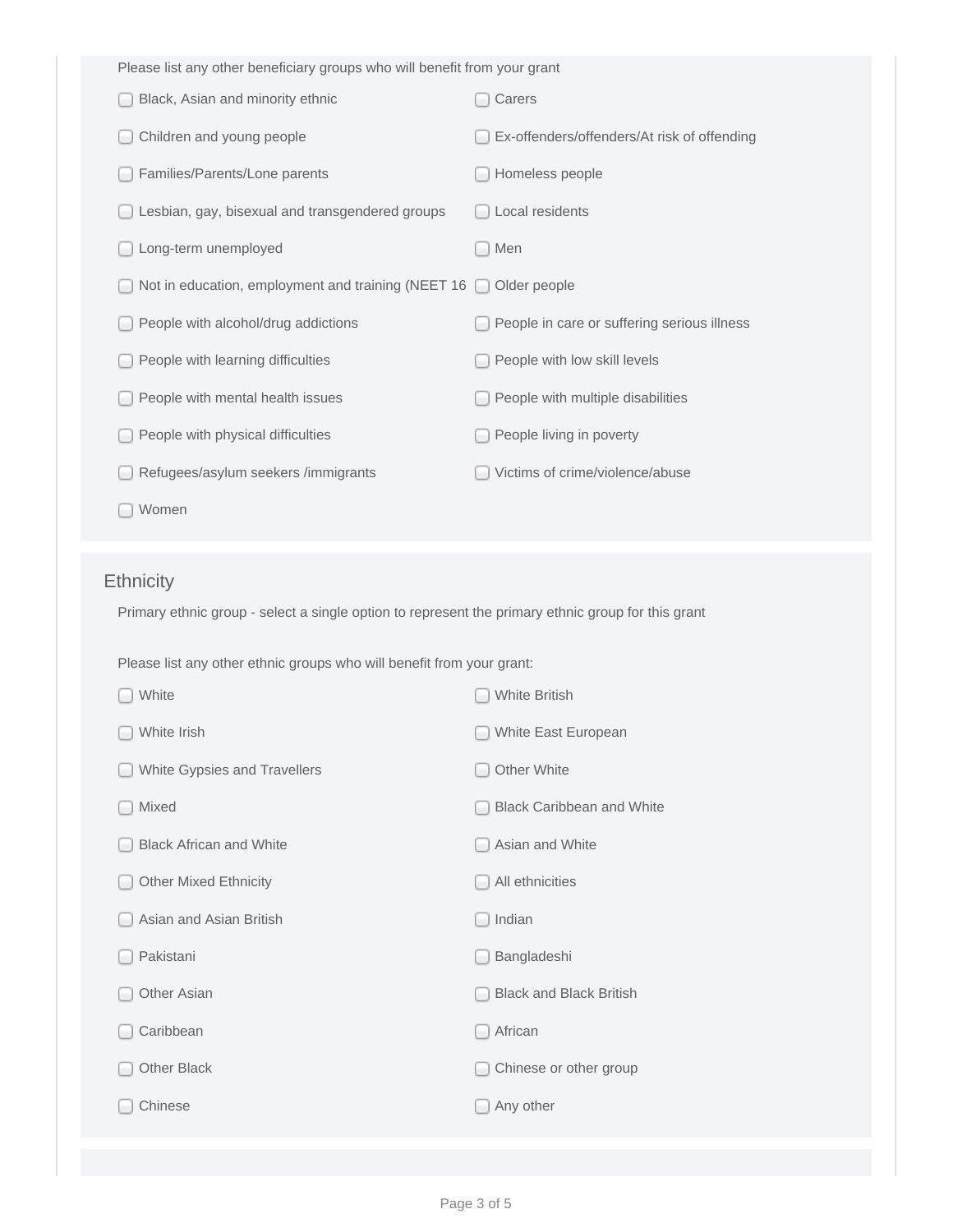Please list any other beneficiary groups who will benefit from your grant

- ☐ Black, Asian and minority ethnic
- ☐ Carers
- ☐ Children and young people
- ☐ Ex-offenders/offenders/At risk of offending
- ☐ Families/Parents/Lone parents
- ☐ Homeless people
- ☐ Lesbian, gay, bisexual and transgendered groups
- ☐ Local residents
- ☐ Long-term unemployed
- ☐ Men
- ☐ Not in education, employment and training (NEET 16
- ☐ Older people
- ☐ People with alcohol/drug addictions
- ☐ People in care or suffering serious illness
- ☐ People with learning difficulties
- ☐ People with low skill levels
- ☐ People with mental health issues
- ☐ People with multiple disabilities
- ☐ People with physical difficulties
- ☐ People living in poverty
- ☐ Refugees/asylum seekers /immigrants
- ☐ Victims of crime/violence/abuse
- ☐ Women

## Ethnicity

Primary ethnic group - select a single option to represent the primary ethnic group for this grant

Please list any other ethnic groups who will benefit from your grant:

- ☐ White
- ☐ White British
- ☐ White Irish
- ☐ White East European
- ☐ White Gypsies and Travellers
- ☐ Other White
- ☐ Mixed
- ☐ Black Caribbean and White
- ☐ Black African and White
- ☐ Asian and White
- ☐ Other Mixed Ethnicity
- ☐ All ethnicities
- ☐ Asian and Asian British
- ☐ Indian
- ☐ Pakistani
- ☐ Bangladeshi
- ☐ Other Asian
- ☐ Black and Black British
- ☐ Caribbean
- ☐ African
- ☐ Other Black
- ☐ Chinese or other group
- ☐ Chinese
- ☐ Any other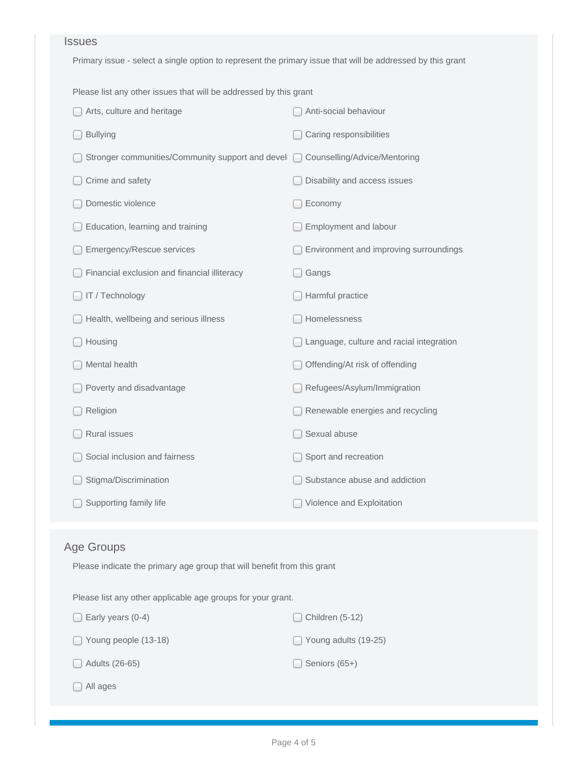## Issues

Primary issue - select a single option to represent the primary issue that will be addressed by this grant

Please list any other issues that will be addressed by this grant

- [ ] Arts, culture and heritage
- [ ] Anti-social behaviour
- [ ] Bullying
- [ ] Caring responsibilities
- [ ] Stronger communities/Community support and devel
- [ ] Counselling/Advice/Mentoring
- [ ] Crime and safety
- [ ] Disability and access issues
- [ ] Domestic violence
- [ ] Economy
- [ ] Education, learning and training
- [ ] Employment and labour
- [ ] Emergency/Rescue services
- [ ] Environment and improving surroundings
- [ ] Financial exclusion and financial illiteracy
- [ ] Gangs
- [ ] IT / Technology
- [ ] Harmful practice
- [ ] Health, wellbeing and serious illness
- [ ] Homelessness
- [ ] Housing
- [ ] Language, culture and racial integration
- [ ] Mental health
- [ ] Offending/At risk of offending
- [ ] Poverty and disadvantage
- [ ] Refugees/Asylum/Immigration
- [ ] Religion
- [ ] Renewable energies and recycling
- [ ] Rural issues
- [ ] Sexual abuse
- [ ] Social inclusion and fairness
- [ ] Sport and recreation
- [ ] Stigma/Discrimination
- [ ] Substance abuse and addiction
- [ ] Supporting family life
- [ ] Violence and Exploitation

## Age Groups

Please indicate the primary age group that will benefit from this grant

Please list any other applicable age groups for your grant.

- [ ] Early years (0-4)
- [ ] Children (5-12)
- [ ] Young people (13-18)
- [ ] Young adults (19-25)
- [ ] Adults (26-65)
- [ ] Seniors (65+)
- [ ] All ages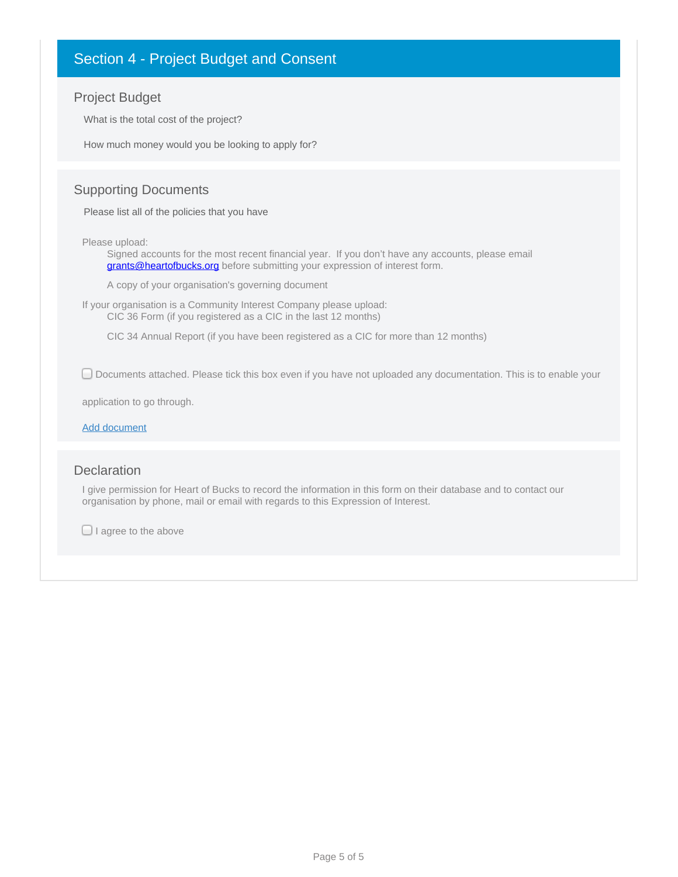## Section 4 - Project Budget and Consent

### Project Budget

What is the total cost of the project?

How much money would you be looking to apply for?

### Supporting Documents

Please list all of the policies that you have

Please upload:

- Signed accounts for the most recent financial year. If you don't have any accounts, please email grants@heartofbucks.org before submitting your expression of interest form.
- A copy of your organisation's governing document

If your organisation is a Community Interest Company please upload:

- CIC 36 Form (if you registered as a CIC in the last 12 months)
- CIC 34 Annual Report (if you have been registered as a CIC for more than 12 months)

☐ Documents attached. Please tick this box even if you have not uploaded any documentation. This is to enable your application to go through.

Add document

### Declaration

I give permission for Heart of Bucks to record the information in this form on their database and to contact our organisation by phone, mail or email with regards to this Expression of Interest.

☐ I agree to the above